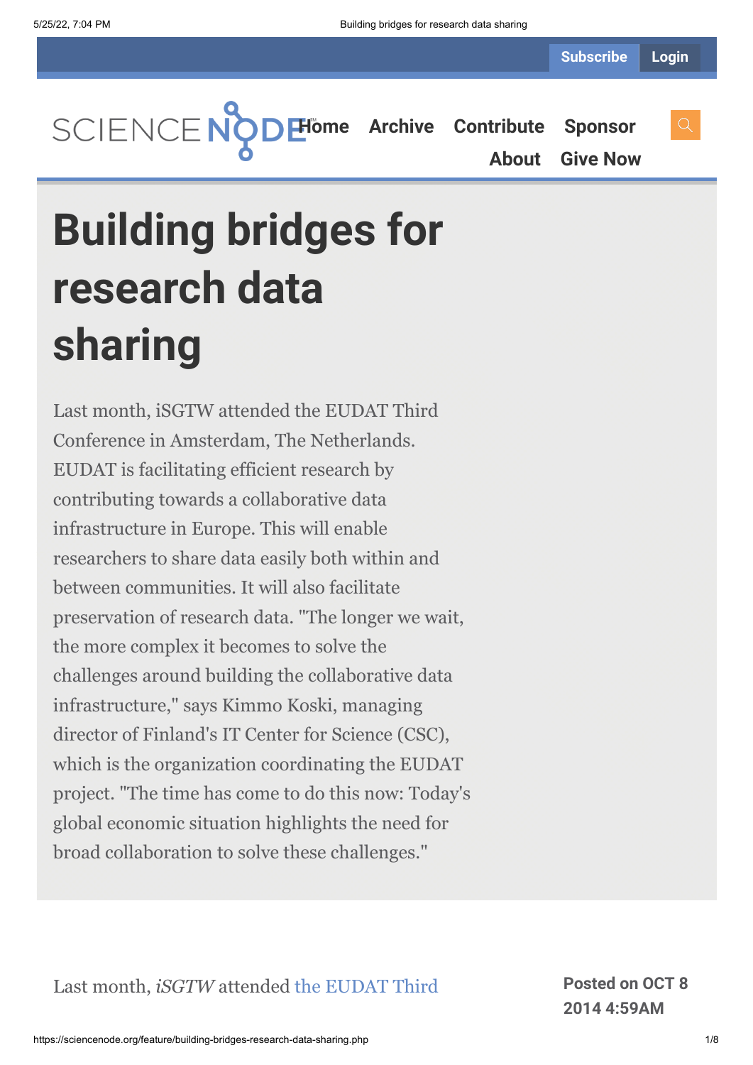# Building bridges for research data sharing

Last month, iSGTW attended the EUDAT Third Conference in Amsterdam, The Netherlands. EUDAT is facilitating efficient research by contributing towards a collaborative data infrastructure in Europe. This will enable researchers to share data easily both within and between communities. It will also facilitate preservation of research data. "The longer we wait, the more complex it becomes to solve the challenges around building the collaborative data infrastructure," says Kimmo Koski, managing director of Finland's IT Center for Science (CSC), which is the organization coordinating the EUDAT project. "The time has come to do this now: Today's global economic situation highlights the need for broad collaboration to solve these challenges."

**Posted on OCT 8 2014 4:59AM**

Last month, *iSGTW* attended the EUDAT Third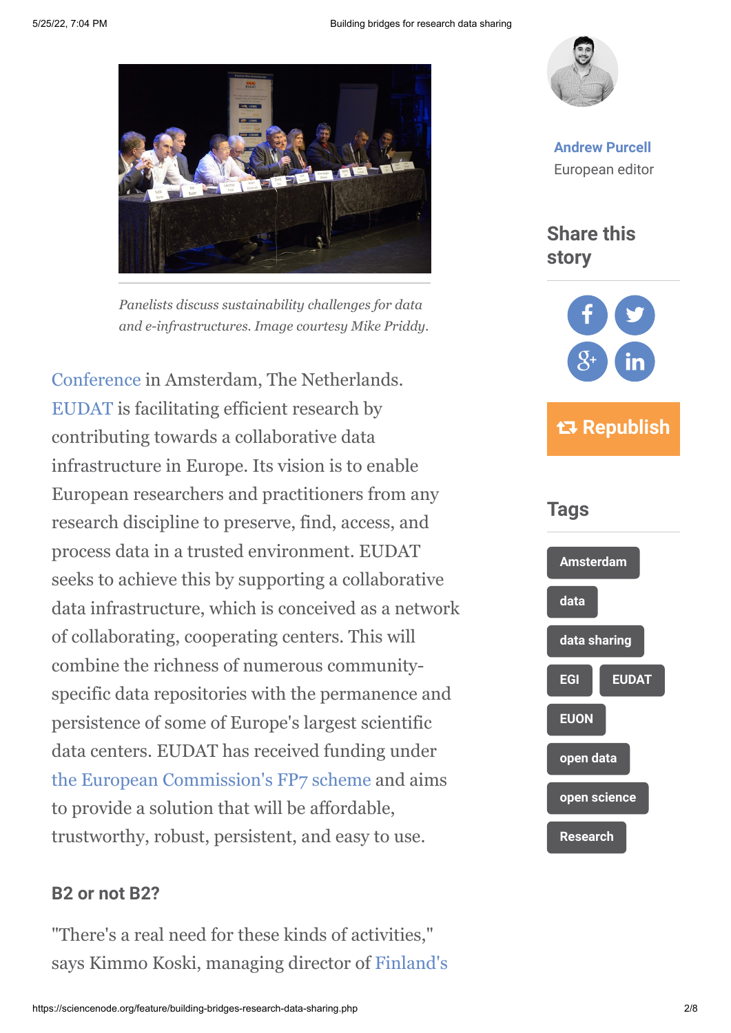*Panelists discuss sustainability challenges for data and e-infrastructures. Image courtesy Mike Priddy.*

Conference in Amsterdam, The Netherlands. EUDAT is facilitating efficient research by contributing towards a collaborative data infrastructure in Europe. Its vision is to enable European researchers and practitioners from any research discipline to preserve, find, access, and process data in a trusted environment. EUDAT seeks to achieve this by supporting a collaborative data infrastructure, which is conceived as a network of collaborating, cooperating centers. This will combine the richness of numerous community-specific data repositories with the permanence and persistence of some of Europe's largest scientific data centers. EUDAT has received funding under the European Commission's FP7 scheme and aims to provide a solution that will be affordable, trustworthy, robust, persistent, and easy to use.

### B2 or not B2?

"There's a real need for these kinds of activities," says Kimmo Koski, managing director of Finland's

**Andrew Purcell**
European editor

## Share this story

Republish

## Tags

- Amsterdam
- data
- data sharing
- EGI
- EUDAT
- EUON
- open data
- open science
- Research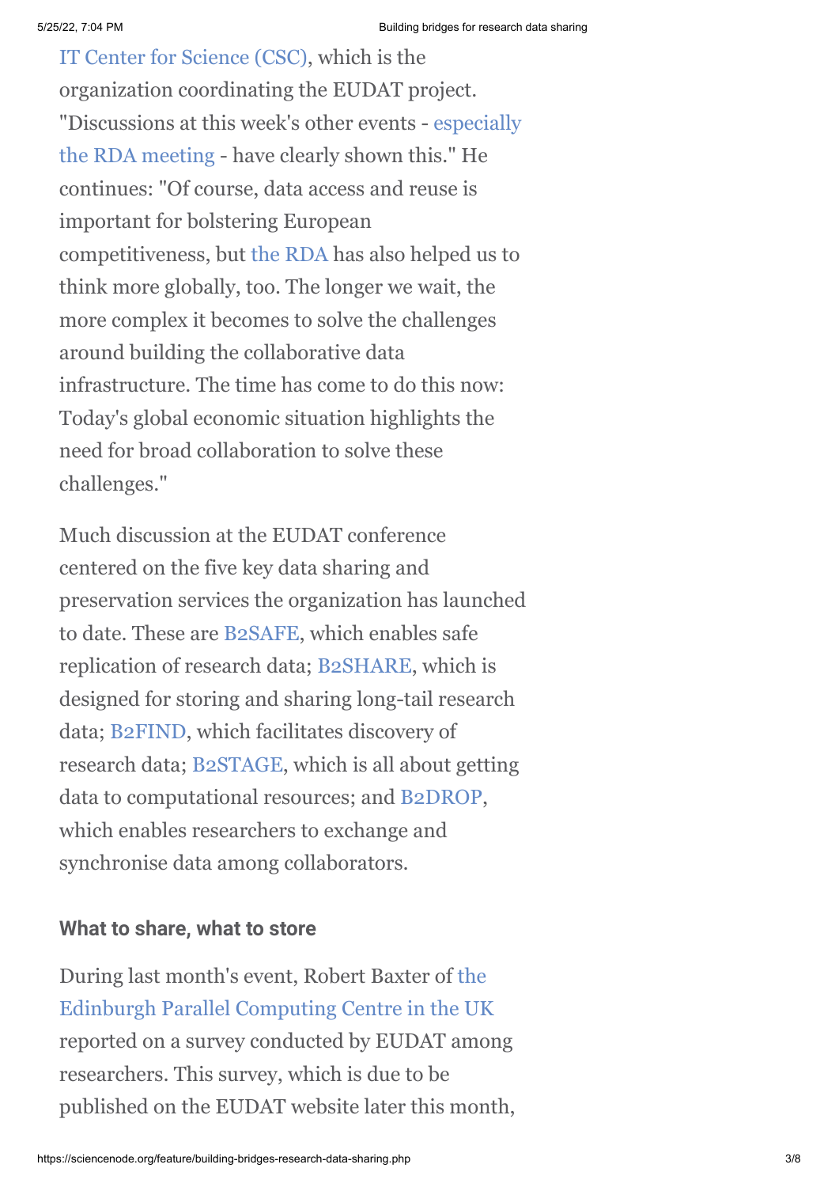IT Center for Science (CSC), which is the organization coordinating the EUDAT project. "Discussions at this week's other events - especially the RDA meeting - have clearly shown this." He continues: "Of course, data access and reuse is important for bolstering European competitiveness, but the RDA has also helped us to think more globally, too. The longer we wait, the more complex it becomes to solve the challenges around building the collaborative data infrastructure. The time has come to do this now: Today's global economic situation highlights the need for broad collaboration to solve these challenges."

Much discussion at the EUDAT conference centered on the five key data sharing and preservation services the organization has launched to date. These are B2SAFE, which enables safe replication of research data; B2SHARE, which is designed for storing and sharing long-tail research data; B2FIND, which facilitates discovery of research data; B2STAGE, which is all about getting data to computational resources; and B2DROP, which enables researchers to exchange and synchronise data among collaborators.

### What to share, what to store

During last month's event, Robert Baxter of the Edinburgh Parallel Computing Centre in the UK reported on a survey conducted by EUDAT among researchers. This survey, which is due to be published on the EUDAT website later this month,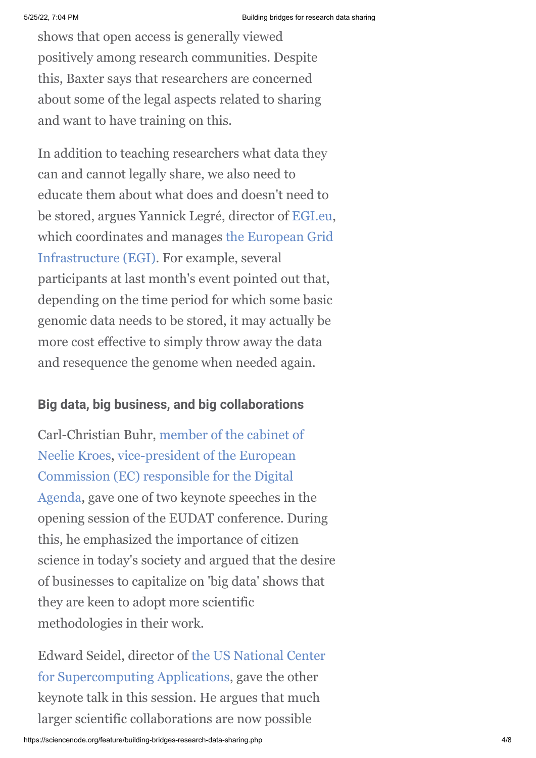shows that open access is generally viewed positively among research communities. Despite this, Baxter says that researchers are concerned about some of the legal aspects related to sharing and want to have training on this.

In addition to teaching researchers what data they can and cannot legally share, we also need to educate them about what does and doesn't need to be stored, argues Yannick Legré, director of EGI.eu, which coordinates and manages the European Grid Infrastructure (EGI). For example, several participants at last month's event pointed out that, depending on the time period for which some basic genomic data needs to be stored, it may actually be more cost effective to simply throw away the data and resequence the genome when needed again.

## Big data, big business, and big collaborations

Carl-Christian Buhr, member of the cabinet of Neelie Kroes, vice-president of the European Commission (EC) responsible for the Digital Agenda, gave one of two keynote speeches in the opening session of the EUDAT conference. During this, he emphasized the importance of citizen science in today's society and argued that the desire of businesses to capitalize on 'big data' shows that they are keen to adopt more scientific methodologies in their work.

Edward Seidel, director of the US National Center for Supercomputing Applications, gave the other keynote talk in this session. He argues that much larger scientific collaborations are now possible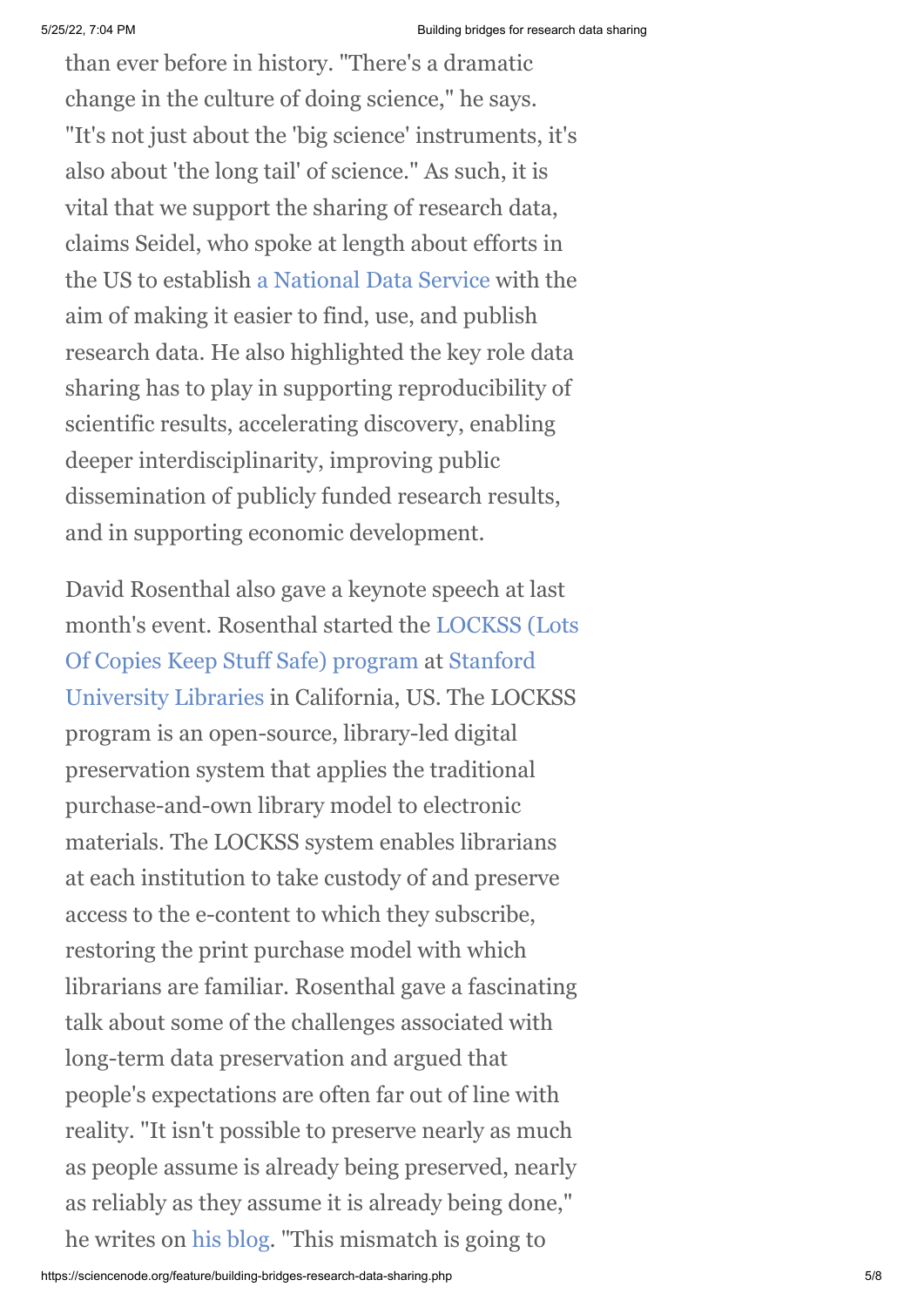than ever before in history. "There's a dramatic change in the culture of doing science," he says. "It's not just about the 'big science' instruments, it's also about 'the long tail' of science." As such, it is vital that we support the sharing of research data, claims Seidel, who spoke at length about efforts in the US to establish a National Data Service with the aim of making it easier to find, use, and publish research data. He also highlighted the key role data sharing has to play in supporting reproducibility of scientific results, accelerating discovery, enabling deeper interdisciplinarity, improving public dissemination of publicly funded research results, and in supporting economic development.

David Rosenthal also gave a keynote speech at last month's event. Rosenthal started the LOCKSS (Lots Of Copies Keep Stuff Safe) program at Stanford University Libraries in California, US. The LOCKSS program is an open-source, library-led digital preservation system that applies the traditional purchase-and-own library model to electronic materials. The LOCKSS system enables librarians at each institution to take custody of and preserve access to the e-content to which they subscribe, restoring the print purchase model with which librarians are familiar. Rosenthal gave a fascinating talk about some of the challenges associated with long-term data preservation and argued that people's expectations are often far out of line with reality. "It isn't possible to preserve nearly as much as people assume is already being preserved, nearly as reliably as they assume it is already being done," he writes on his blog. "This mismatch is going to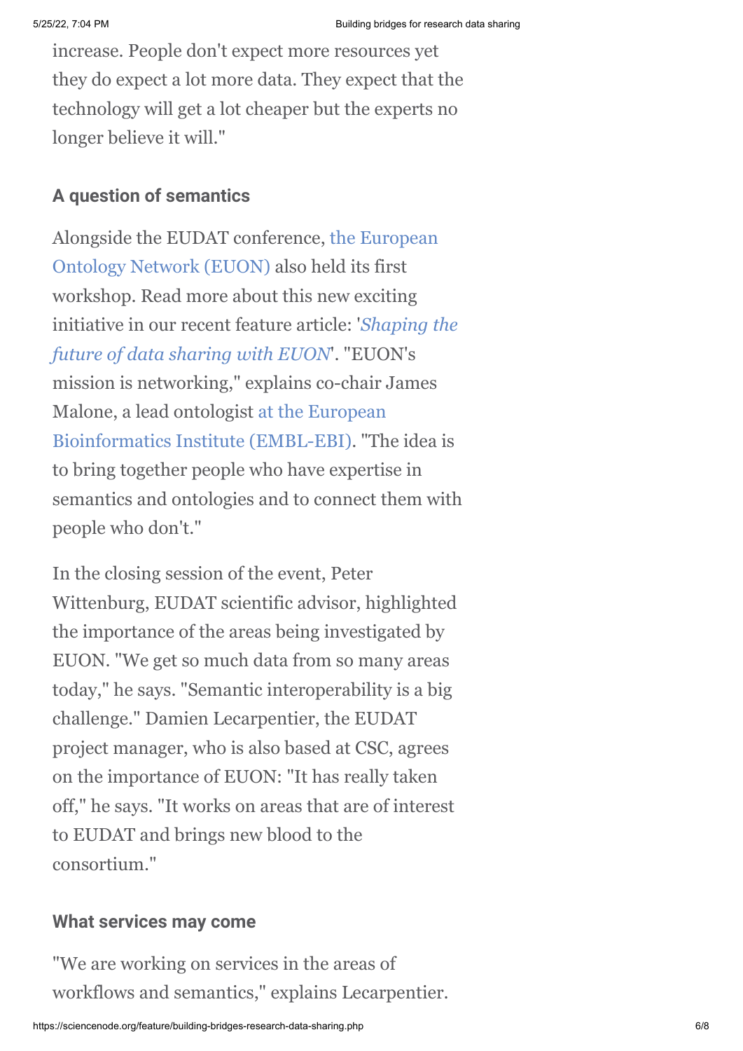increase. People don't expect more resources yet they do expect a lot more data. They expect that the technology will get a lot cheaper but the experts no longer believe it will."

### A question of semantics

Alongside the EUDAT conference, the European Ontology Network (EUON) also held its first workshop. Read more about this new exciting initiative in our recent feature article: '*Shaping the future of data sharing with EUON*'. "EUON's mission is networking," explains co-chair James Malone, a lead ontologist at the European Bioinformatics Institute (EMBL-EBI). "The idea is to bring together people who have expertise in semantics and ontologies and to connect them with people who don't."

In the closing session of the event, Peter Wittenburg, EUDAT scientific advisor, highlighted the importance of the areas being investigated by EUON. "We get so much data from so many areas today," he says. "Semantic interoperability is a big challenge." Damien Lecarpentier, the EUDAT project manager, who is also based at CSC, agrees on the importance of EUON: "It has really taken off," he says. "It works on areas that are of interest to EUDAT and brings new blood to the consortium."

### What services may come

"We are working on services in the areas of workflows and semantics," explains Lecarpentier.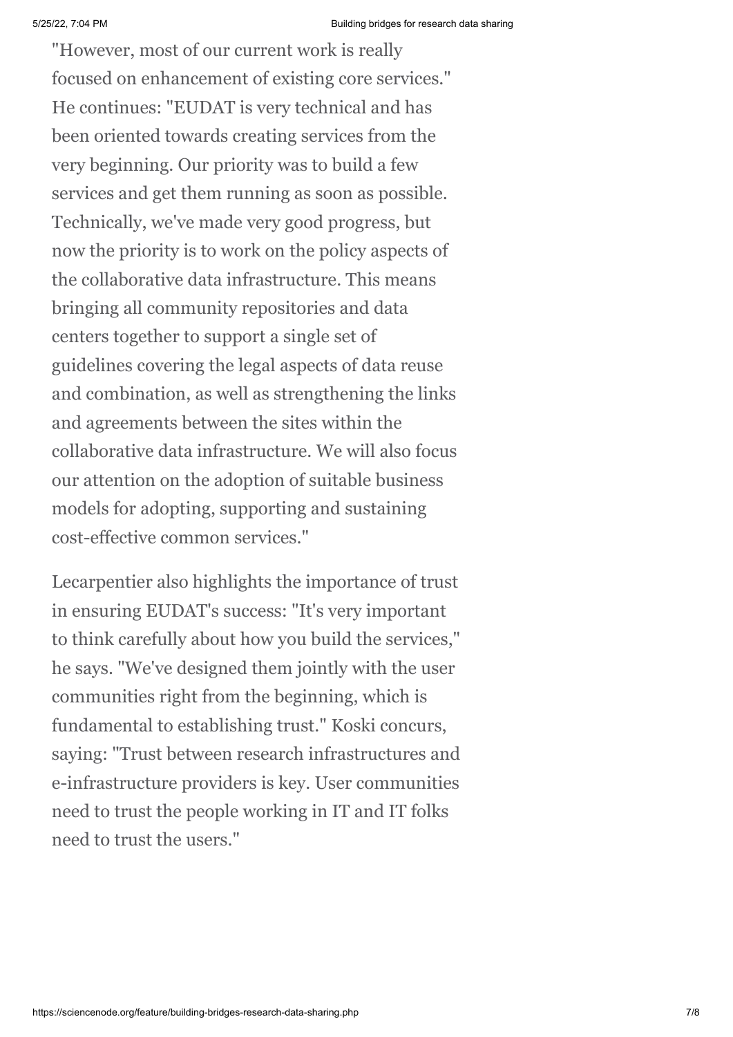"However, most of our current work is really focused on enhancement of existing core services." He continues: "EUDAT is very technical and has been oriented towards creating services from the very beginning. Our priority was to build a few services and get them running as soon as possible. Technically, we've made very good progress, but now the priority is to work on the policy aspects of the collaborative data infrastructure. This means bringing all community repositories and data centers together to support a single set of guidelines covering the legal aspects of data reuse and combination, as well as strengthening the links and agreements between the sites within the collaborative data infrastructure. We will also focus our attention on the adoption of suitable business models for adopting, supporting and sustaining cost-effective common services."

Lecarpentier also highlights the importance of trust in ensuring EUDAT's success: "It's very important to think carefully about how you build the services," he says. "We've designed them jointly with the user communities right from the beginning, which is fundamental to establishing trust." Koski concurs, saying: "Trust between research infrastructures and e-infrastructure providers is key. User communities need to trust the people working in IT and IT folks need to trust the users."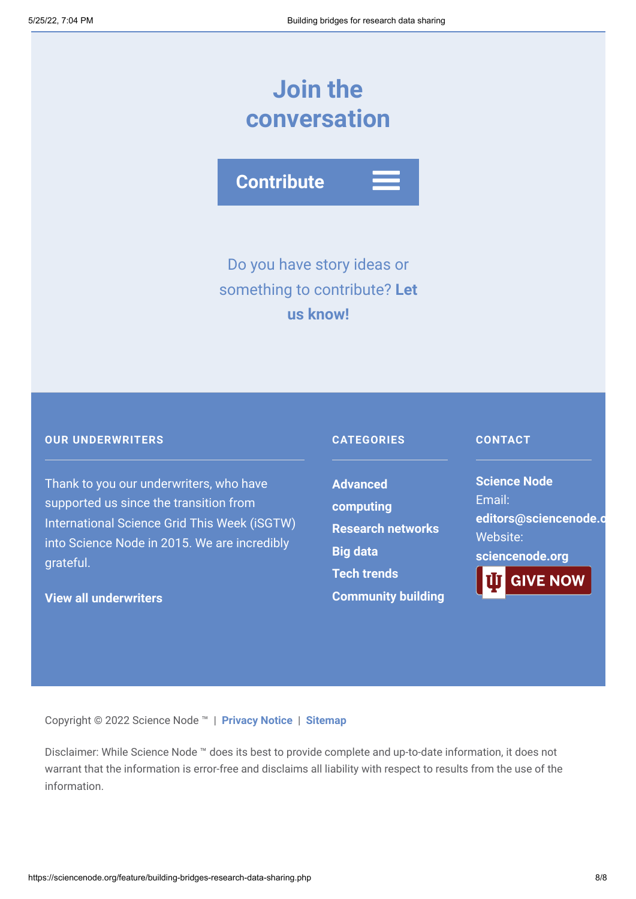# Join the conversation

**Contribute**

Do you have story ideas or something to contribute? **Let us know!**

### OUR UNDERWRITERS

Thank to you our underwriters, who have supported us since the transition from International Science Grid This Week (iSGTW) into Science Node in 2015. We are incredibly grateful.

**View all underwriters**

### CATEGORIES

- **Advanced computing**
- **Research networks**
- **Big data**
- **Tech trends**
- **Community building**

### CONTACT

**Science Node**
Email:
**editors@sciencenode.o**
Website:
**sciencenode.org**

**GIVE NOW**

Copyright © 2022 Science Node ™ | **Privacy Notice** | **Sitemap**

Disclaimer: While Science Node ™ does its best to provide complete and up-to-date information, it does not warrant that the information is error-free and disclaims all liability with respect to results from the use of the information.